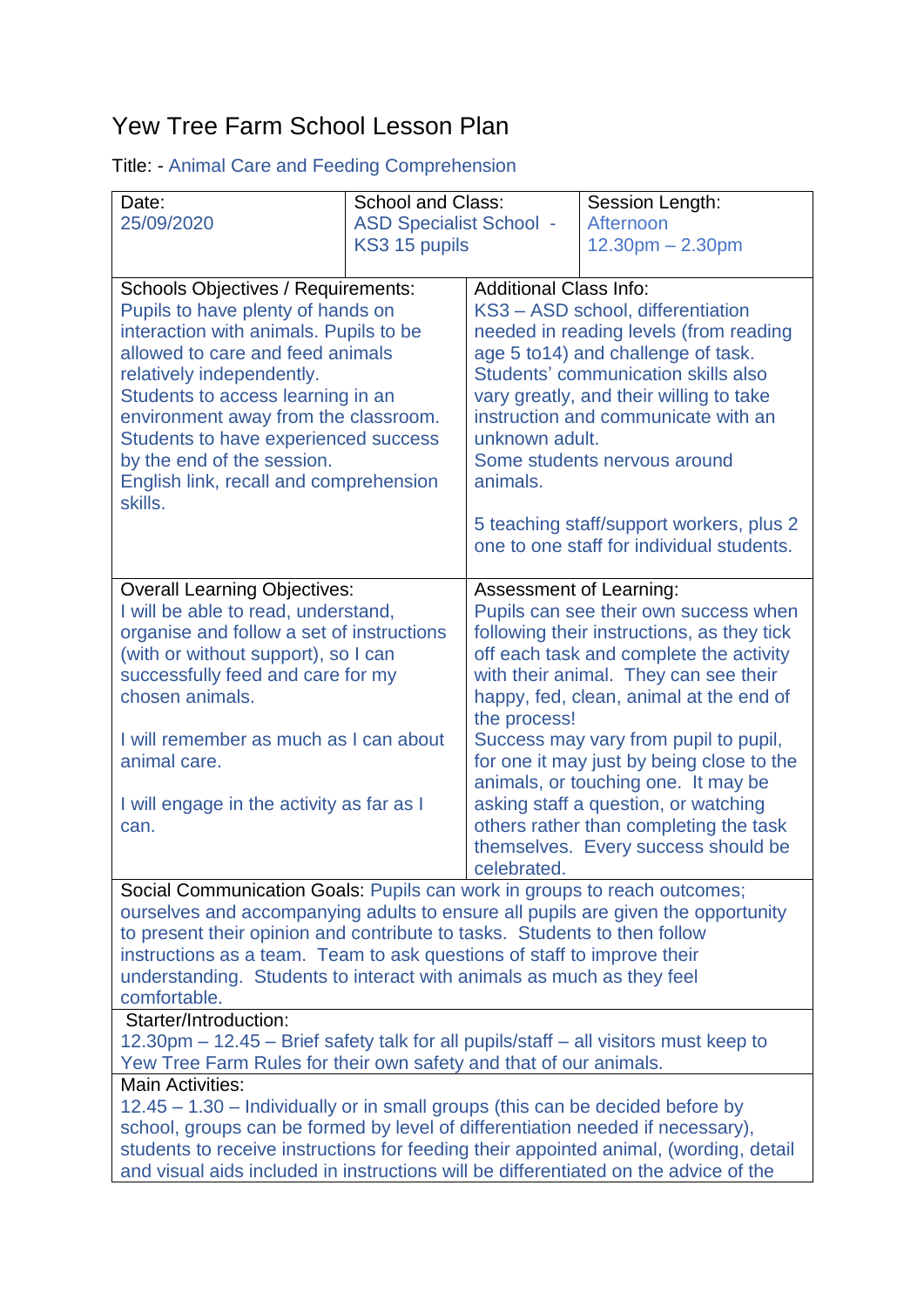# Yew Tree Farm School Lesson Plan

Title: - Animal Care and Feeding Comprehension

| Date: 25/09/2020 | School and Class: ASD Specialist School - KS3 15 pupils | Session Length: Afternoon 12.30pm – 2.30pm |
|---|---|---|

| Schools Objectives / Requirements: | Additional Class Info: |
|---|---|
| Pupils to have plenty of hands on interaction with animals. Pupils to be allowed to care and feed animals relatively independently.<br>Students to access learning in an environment away from the classroom.<br>Students to have experienced success by the end of the session.<br>English link, recall and comprehension skills. | KS3 – ASD school, differentiation needed in reading levels (from reading age 5 to14) and challenge of task. Students' communication skills also vary greatly, and their willing to take instruction and communicate with an unknown adult.<br>Some students nervous around animals.<br><br>5 teaching staff/support workers, plus 2 one to one staff for individual students. |
| **Overall Learning Objectives:** | **Assessment of Learning:** |
| I will be able to read, understand, organise and follow a set of instructions (with or without support), so I can successfully feed and care for my chosen animals.<br><br>I will remember as much as I can about animal care.<br><br>I will engage in the activity as far as I can. | Pupils can see their own success when following their instructions, as they tick off each task and complete the activity with their animal. They can see their happy, fed, clean, animal at the end of the process!<br>Success may vary from pupil to pupil, for one it may just by being close to the animals, or touching one. It may be asking staff a question, or watching others rather than completing the task themselves. Every success should be celebrated. |

Social Communication Goals: Pupils can work in groups to reach outcomes; ourselves and accompanying adults to ensure all pupils are given the opportunity to present their opinion and contribute to tasks. Students to then follow instructions as a team. Team to ask questions of staff to improve their understanding. Students to interact with animals as much as they feel comfortable.

Starter/Introduction:
12.30pm – 12.45 – Brief safety talk for all pupils/staff – all visitors must keep to Yew Tree Farm Rules for their own safety and that of our animals.

Main Activities:
12.45 – 1.30 – Individually or in small groups (this can be decided before by school, groups can be formed by level of differentiation needed if necessary), students to receive instructions for feeding their appointed animal, (wording, detail and visual aids included in instructions will be differentiated on the advice of the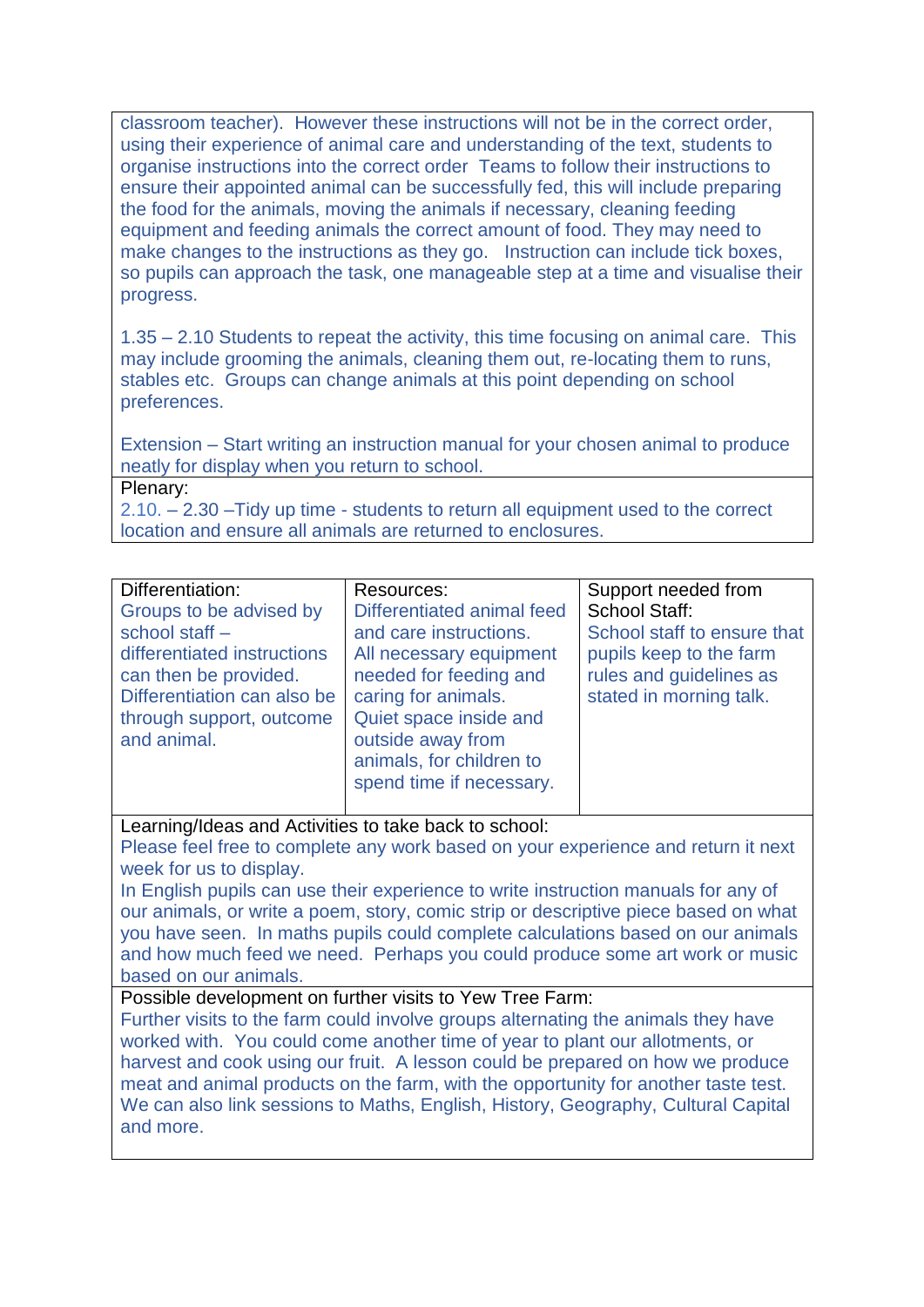classroom teacher). However these instructions will not be in the correct order, using their experience of animal care and understanding of the text, students to organise instructions into the correct order Teams to follow their instructions to ensure their appointed animal can be successfully fed, this will include preparing the food for the animals, moving the animals if necessary, cleaning feeding equipment and feeding animals the correct amount of food. They may need to make changes to the instructions as they go. Instruction can include tick boxes, so pupils can approach the task, one manageable step at a time and visualise their progress.

1.35 – 2.10 Students to repeat the activity, this time focusing on animal care. This may include grooming the animals, cleaning them out, re-locating them to runs, stables etc. Groups can change animals at this point depending on school preferences.

Extension – Start writing an instruction manual for your chosen animal to produce neatly for display when you return to school.

Plenary:
2.10. – 2.30 –Tidy up time - students to return all equipment used to the correct location and ensure all animals are returned to enclosures.

| Differentiation: | Resources: | Support needed from School Staff: |
|---|---|---|
| Groups to be advised by school staff – differentiated instructions can then be provided. Differentiation can also be through support, outcome and animal. | Differentiated animal feed and care instructions. All necessary equipment needed for feeding and caring for animals. Quiet space inside and outside away from animals, for children to spend time if necessary. | School staff to ensure that pupils keep to the farm rules and guidelines as stated in morning talk. |

Learning/Ideas and Activities to take back to school:
Please feel free to complete any work based on your experience and return it next week for us to display.
In English pupils can use their experience to write instruction manuals for any of our animals, or write a poem, story, comic strip or descriptive piece based on what you have seen. In maths pupils could complete calculations based on our animals and how much feed we need. Perhaps you could produce some art work or music based on our animals.

Possible development on further visits to Yew Tree Farm:
Further visits to the farm could involve groups alternating the animals they have worked with. You could come another time of year to plant our allotments, or harvest and cook using our fruit. A lesson could be prepared on how we produce meat and animal products on the farm, with the opportunity for another taste test. We can also link sessions to Maths, English, History, Geography, Cultural Capital and more.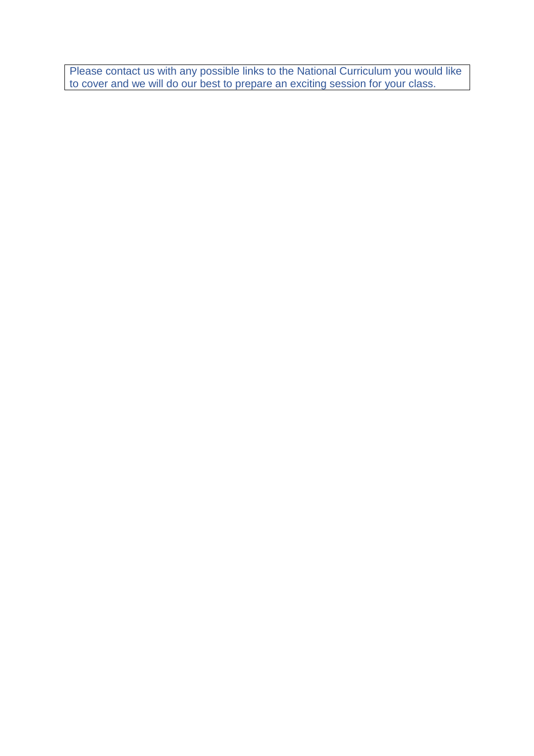Please contact us with any possible links to the National Curriculum you would like to cover and we will do our best to prepare an exciting session for your class.